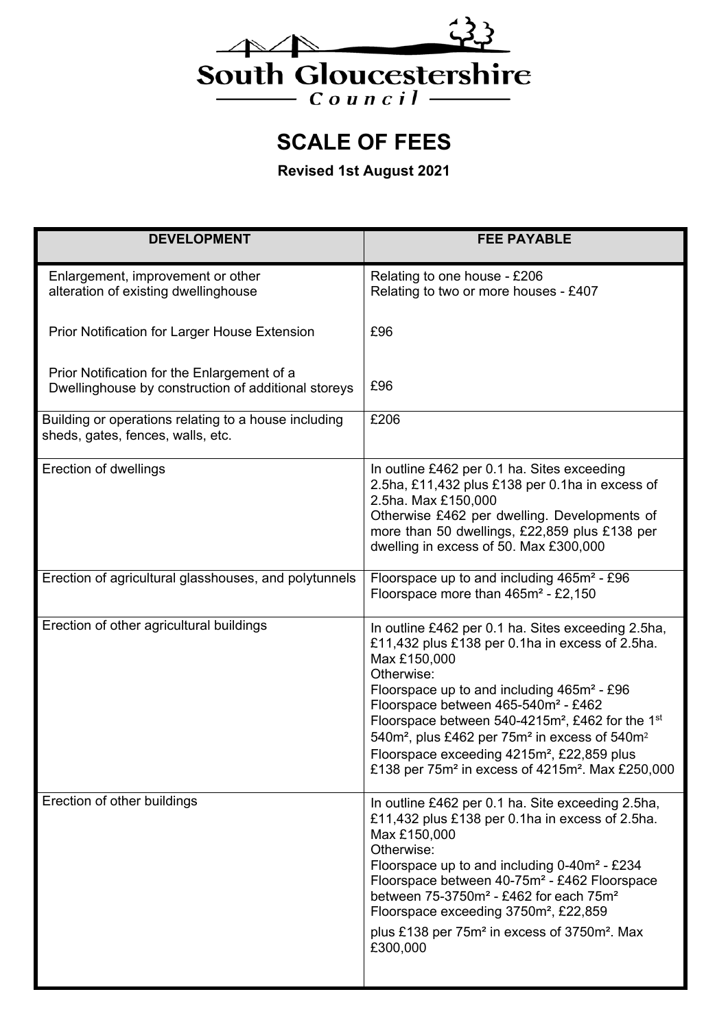South Gloucestershire Council

# SCALE OF FEES

**Revised 1st August 2021**

| DEVELOPMENT | FEE PAYABLE |
|---|---|
| Enlargement, improvement or other alteration of existing dwellinghouse<br><br>Prior Notification for Larger House Extension<br><br>Prior Notification for the Enlargement of a Dwellinghouse by construction of additional storeys | Relating to one house - £206<br>Relating to two or more houses - £407<br><br>£96<br><br>£96 |
| Building or operations relating to a house including sheds, gates, fences, walls, etc. | £206 |
| Erection of dwellings | In outline £462 per 0.1 ha. Sites exceeding 2.5ha, £11,432 plus £138 per 0.1ha in excess of 2.5ha. Max £150,000<br>Otherwise £462 per dwelling. Developments of more than 50 dwellings, £22,859 plus £138 per dwelling in excess of 50. Max £300,000 |
| Erection of agricultural glasshouses, and polytunnels | Floorspace up to and including 465m² - £96<br>Floorspace more than 465m² - £2,150 |
| Erection of other agricultural buildings | In outline £462 per 0.1 ha. Sites exceeding 2.5ha, £11,432 plus £138 per 0.1ha in excess of 2.5ha. Max £150,000<br>Otherwise:<br>Floorspace up to and including 465m² - £96<br>Floorspace between 465-540m² - £462<br>Floorspace between 540-4215m², £462 for the 1st 540m², plus £462 per 75m² in excess of 540m²<br>Floorspace exceeding 4215m², £22,859 plus £138 per 75m² in excess of 4215m². Max £250,000 |
| Erection of other buildings | In outline £462 per 0.1 ha. Site exceeding 2.5ha, £11,432 plus £138 per 0.1ha in excess of 2.5ha. Max £150,000<br>Otherwise:<br>Floorspace up to and including 0-40m² - £234<br>Floorspace between 40-75m² - £462 Floorspace between 75-3750m² - £462 for each 75m²<br>Floorspace exceeding 3750m², £22,859<br>plus £138 per 75m² in excess of 3750m². Max £300,000 |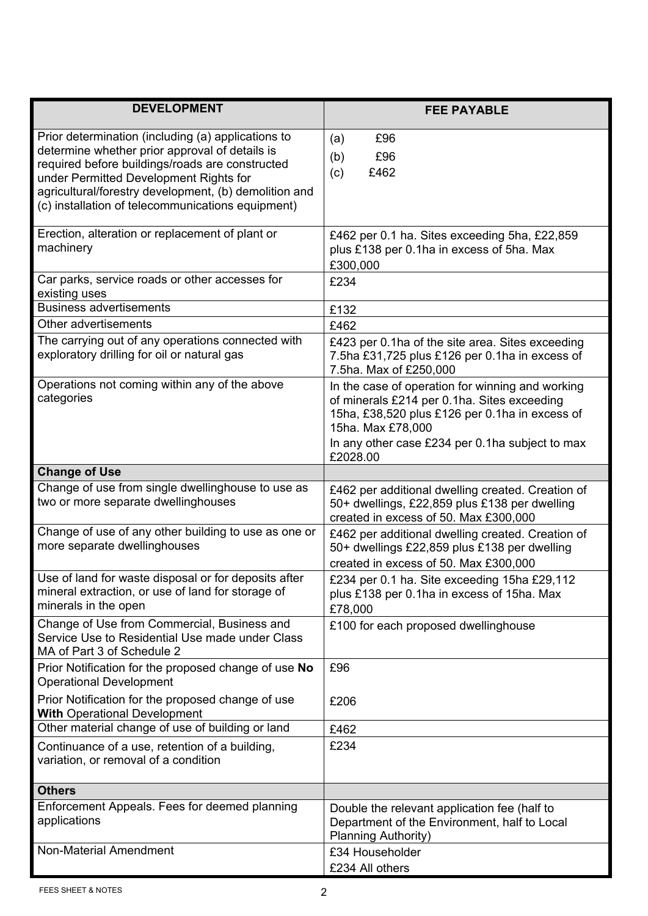| DEVELOPMENT | FEE PAYABLE |
|---|---|
| Prior determination (including (a) applications to determine whether prior approval of details is required before buildings/roads are constructed under Permitted Development Rights for agricultural/forestry development, (b) demolition and (c) installation of telecommunications equipment) | (a) £96<br>(b) £96<br>(c) £462 |
| Erection, alteration or replacement of plant or machinery | £462 per 0.1 ha. Sites exceeding 5ha, £22,859 plus £138 per 0.1ha in excess of 5ha. Max £300,000 |
| Car parks, service roads or other accesses for existing uses | £234 |
| Business advertisements | £132 |
| Other advertisements | £462 |
| The carrying out of any operations connected with exploratory drilling for oil or natural gas | £423 per 0.1ha of the site area. Sites exceeding 7.5ha £31,725 plus £126 per 0.1ha in excess of 7.5ha. Max of £250,000 |
| Operations not coming within any of the above categories | In the case of operation for winning and working of minerals £214 per 0.1ha. Sites exceeding 15ha, £38,520 plus £126 per 0.1ha in excess of 15ha. Max £78,000<br>In any other case £234 per 0.1ha subject to max £2028.00 |
| **Change of Use** | |
| Change of use from single dwellinghouse to use as two or more separate dwellinghouses | £462 per additional dwelling created. Creation of 50+ dwellings, £22,859 plus £138 per dwelling created in excess of 50. Max £300,000 |
| Change of use of any other building to use as one or more separate dwellinghouses | £462 per additional dwelling created. Creation of 50+ dwellings £22,859 plus £138 per dwelling created in excess of 50. Max £300,000 |
| Use of land for waste disposal or for deposits after mineral extraction, or use of land for storage of minerals in the open | £234 per 0.1 ha. Site exceeding 15ha £29,112 plus £138 per 0.1ha in excess of 15ha. Max £78,000 |
| Change of Use from Commercial, Business and Service Use to Residential Use made under Class MA of Part 3 of Schedule 2 | £100 for each proposed dwellinghouse |
| Prior Notification for the proposed change of use **No** Operational Development<br>Prior Notification for the proposed change of use **With** Operational Development | £96<br>£206 |
| Other material change of use of building or land | £462 |
| Continuance of a use, retention of a building, variation, or removal of a condition | £234 |
| **Others** | |
| Enforcement Appeals. Fees for deemed planning applications | Double the relevant application fee (half to Department of the Environment, half to Local Planning Authority) |
| Non-Material Amendment | £34 Householder<br>£234 All others |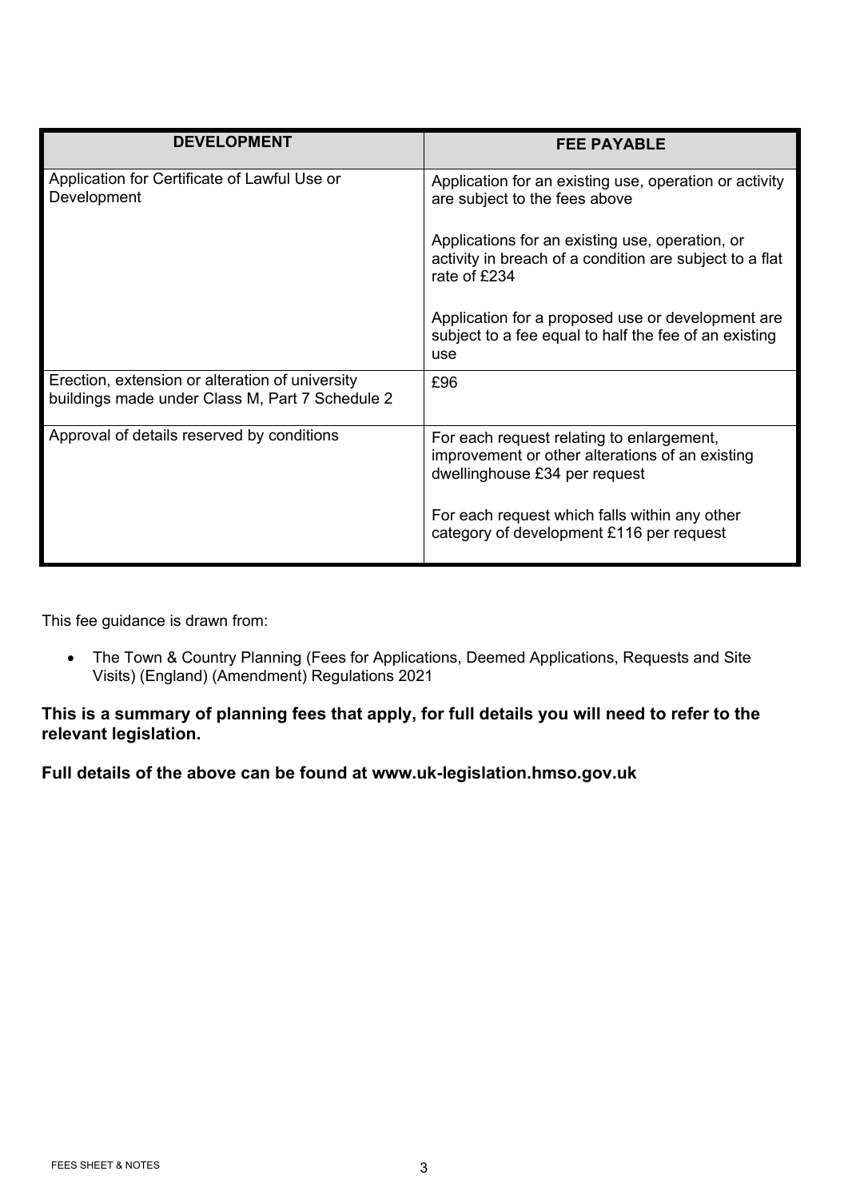| DEVELOPMENT | FEE PAYABLE |
| --- | --- |
| Application for Certificate of Lawful Use or Development | Application for an existing use, operation or activity are subject to the fees above<br><br>Applications for an existing use, operation, or activity in breach of a condition are subject to a flat rate of £234<br><br>Application for a proposed use or development are subject to a fee equal to half the fee of an existing use |
| Erection, extension or alteration of university buildings made under Class M, Part 7 Schedule 2 | £96 |
| Approval of details reserved by conditions | For each request relating to enlargement, improvement or other alterations of an existing dwellinghouse £34 per request<br><br>For each request which falls within any other category of development £116 per request |

This fee guidance is drawn from:

- The Town & Country Planning (Fees for Applications, Deemed Applications, Requests and Site Visits) (England) (Amendment) Regulations 2021

**This is a summary of planning fees that apply, for full details you will need to refer to the relevant legislation.**

**Full details of the above can be found at www.uk-legislation.hmso.gov.uk**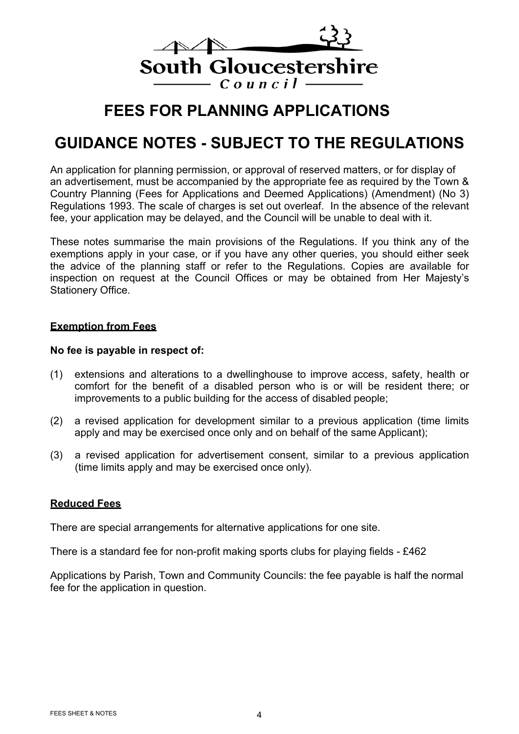South Gloucestershire Council

# FEES FOR PLANNING APPLICATIONS

# GUIDANCE NOTES - SUBJECT TO THE REGULATIONS

An application for planning permission, or approval of reserved matters, or for display of an advertisement, must be accompanied by the appropriate fee as required by the Town & Country Planning (Fees for Applications and Deemed Applications) (Amendment) (No 3) Regulations 1993. The scale of charges is set out overleaf. In the absence of the relevant fee, your application may be delayed, and the Council will be unable to deal with it.

These notes summarise the main provisions of the Regulations. If you think any of the exemptions apply in your case, or if you have any other queries, you should either seek the advice of the planning staff or refer to the Regulations. Copies are available for inspection on request at the Council Offices or may be obtained from Her Majesty's Stationery Office.

## Exemption from Fees

**No fee is payable in respect of:**

(1) extensions and alterations to a dwellinghouse to improve access, safety, health or comfort for the benefit of a disabled person who is or will be resident there; or improvements to a public building for the access of disabled people;

(2) a revised application for development similar to a previous application (time limits apply and may be exercised once only and on behalf of the same Applicant);

(3) a revised application for advertisement consent, similar to a previous application (time limits apply and may be exercised once only).

## Reduced Fees

There are special arrangements for alternative applications for one site.

There is a standard fee for non-profit making sports clubs for playing fields - £462

Applications by Parish, Town and Community Councils: the fee payable is half the normal fee for the application in question.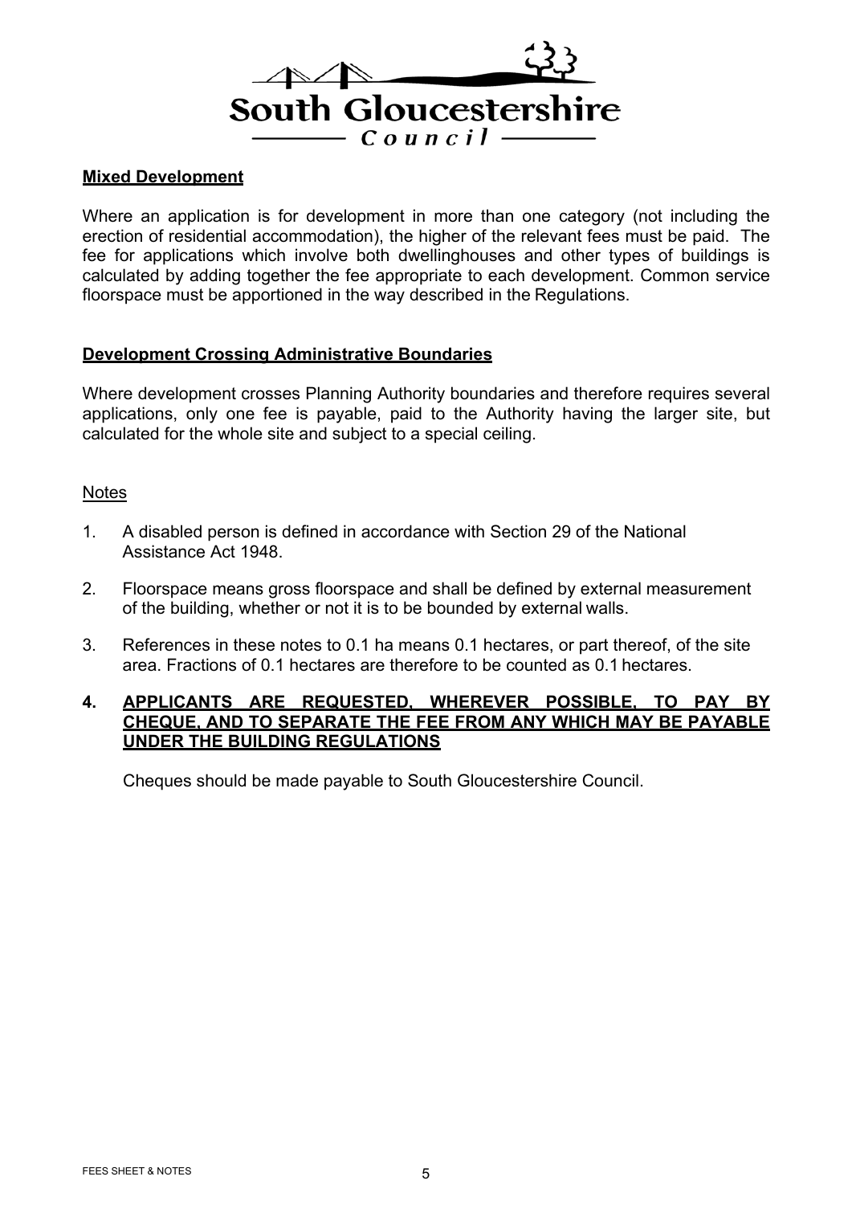**South Gloucestershire Council**

## Mixed Development

Where an application is for development in more than one category (not including the erection of residential accommodation), the higher of the relevant fees must be paid. The fee for applications which involve both dwellinghouses and other types of buildings is calculated by adding together the fee appropriate to each development. Common service floorspace must be apportioned in the way described in the Regulations.

## Development Crossing Administrative Boundaries

Where development crosses Planning Authority boundaries and therefore requires several applications, only one fee is payable, paid to the Authority having the larger site, but calculated for the whole site and subject to a special ceiling.

### Notes

1. A disabled person is defined in accordance with Section 29 of the National Assistance Act 1948.
2. Floorspace means gross floorspace and shall be defined by external measurement of the building, whether or not it is to be bounded by external walls.
3. References in these notes to 0.1 ha means 0.1 hectares, or part thereof, of the site area. Fractions of 0.1 hectares are therefore to be counted as 0.1 hectares.
4. **APPLICANTS ARE REQUESTED, WHEREVER POSSIBLE, TO PAY BY CHEQUE, AND TO SEPARATE THE FEE FROM ANY WHICH MAY BE PAYABLE UNDER THE BUILDING REGULATIONS**

   Cheques should be made payable to South Gloucestershire Council.